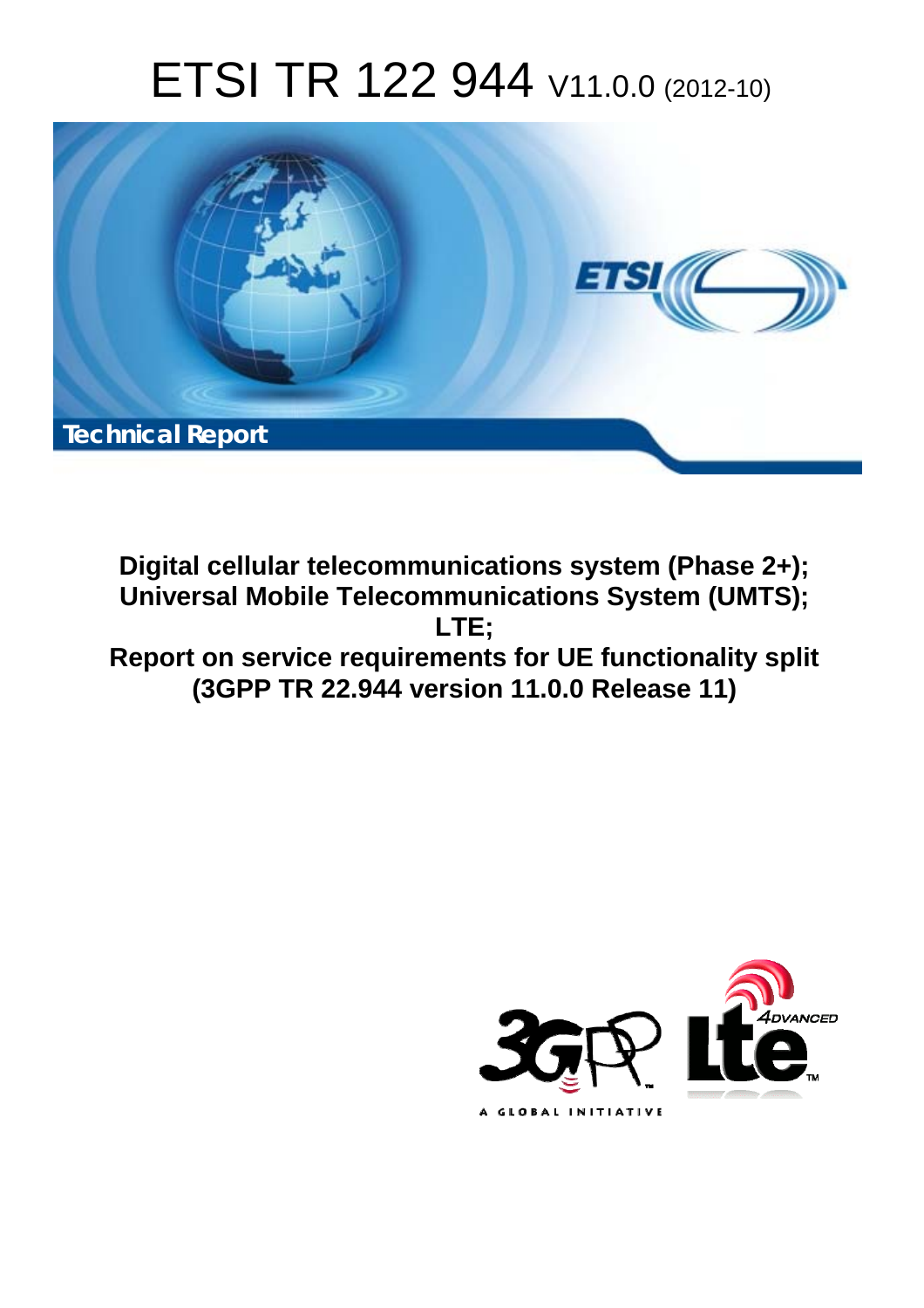# ETSI TR 122 944 V11.0.0 (2012-10)

**Technical Report**

**Digital cellular telecommunications system (Phase 2+); Universal Mobile Telecommunications System (UMTS); LTE; Report on service requirements for UE functionality split (3GPP TR 22.944 version 11.0.0 Release 11)**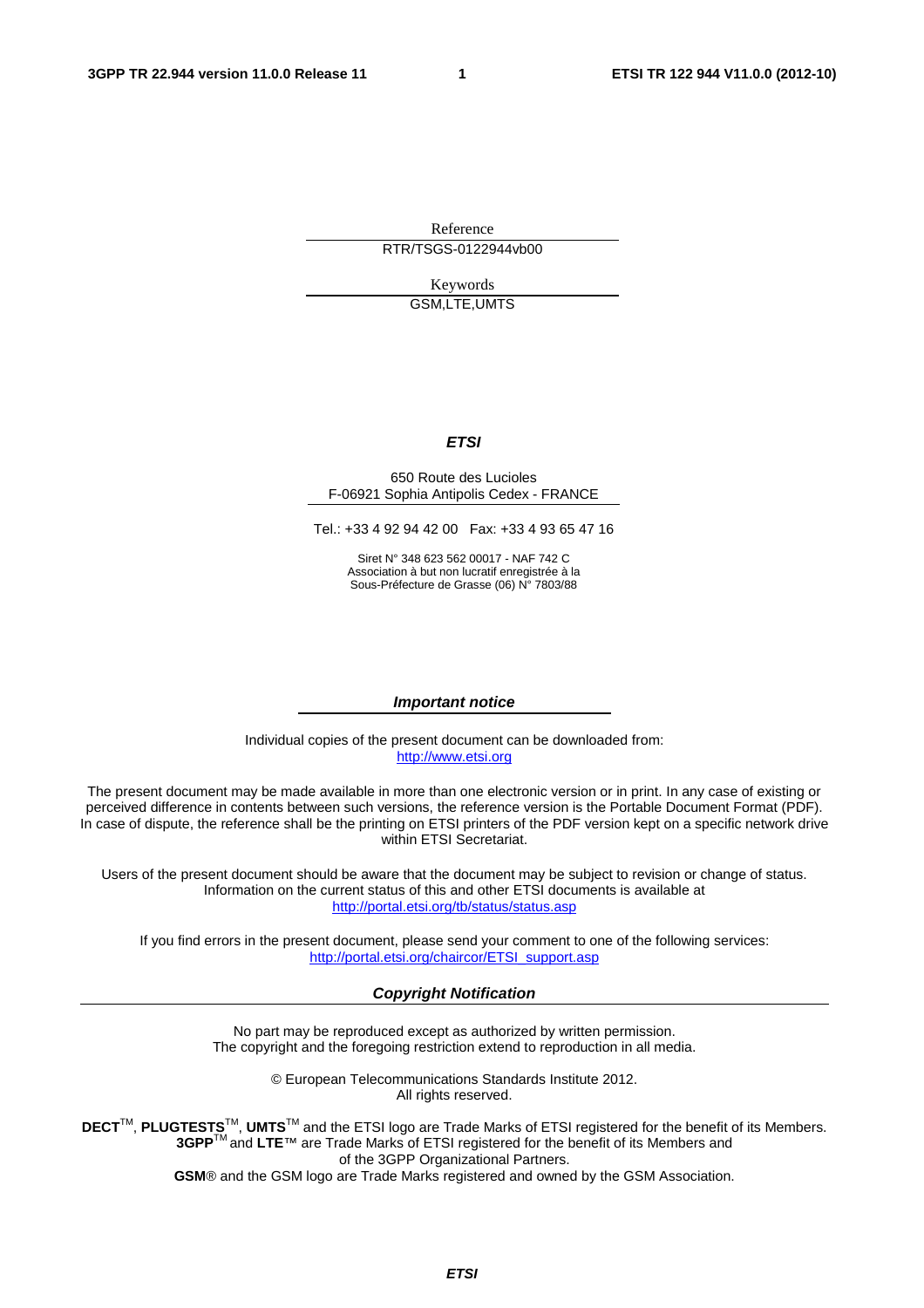Reference

RTR/TSGS-0122944vb00

Keywords

GSM,LTE,UMTS

***ETSI***

650 Route des Lucioles
F-06921 Sophia Antipolis Cedex - FRANCE

Tel.: +33 4 92 94 42 00 Fax: +33 4 93 65 47 16

Siret N° 348 623 562 00017 - NAF 742 C
Association à but non lucratif enregistrée à la
Sous-Préfecture de Grasse (06) N° 7803/88

***Important notice***

Individual copies of the present document can be downloaded from:
http://www.etsi.org

The present document may be made available in more than one electronic version or in print. In any case of existing or perceived difference in contents between such versions, the reference version is the Portable Document Format (PDF). In case of dispute, the reference shall be the printing on ETSI printers of the PDF version kept on a specific network drive within ETSI Secretariat.

Users of the present document should be aware that the document may be subject to revision or change of status. Information on the current status of this and other ETSI documents is available at
http://portal.etsi.org/tb/status/status.asp

If you find errors in the present document, please send your comment to one of the following services:
http://portal.etsi.org/chaircor/ETSI_support.asp

***Copyright Notification***

No part may be reproduced except as authorized by written permission.
The copyright and the foregoing restriction extend to reproduction in all media.

© European Telecommunications Standards Institute 2012.
All rights reserved.

**DECT**™, **PLUGTESTS**™, **UMTS**™ and the ETSI logo are Trade Marks of ETSI registered for the benefit of its Members.
**3GPP**™ and **LTE**™ are Trade Marks of ETSI registered for the benefit of its Members and
of the 3GPP Organizational Partners.
**GSM**® and the GSM logo are Trade Marks registered and owned by the GSM Association.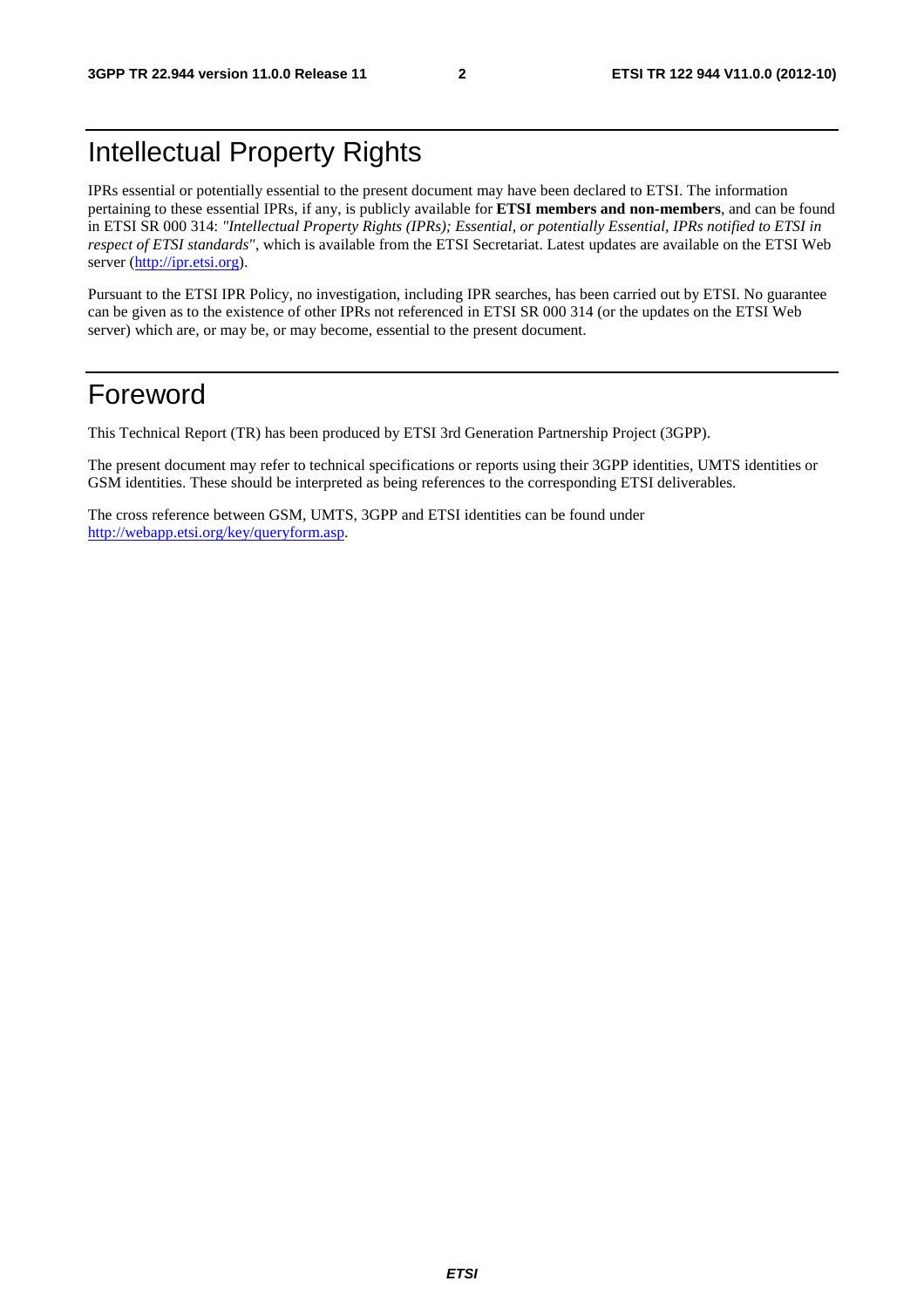# Intellectual Property Rights

IPRs essential or potentially essential to the present document may have been declared to ETSI. The information pertaining to these essential IPRs, if any, is publicly available for **ETSI members and non-members**, and can be found in ETSI SR 000 314: *"Intellectual Property Rights (IPRs); Essential, or potentially Essential, IPRs notified to ETSI in respect of ETSI standards"*, which is available from the ETSI Secretariat. Latest updates are available on the ETSI Web server (http://ipr.etsi.org).

Pursuant to the ETSI IPR Policy, no investigation, including IPR searches, has been carried out by ETSI. No guarantee can be given as to the existence of other IPRs not referenced in ETSI SR 000 314 (or the updates on the ETSI Web server) which are, or may be, or may become, essential to the present document.

# Foreword

This Technical Report (TR) has been produced by ETSI 3rd Generation Partnership Project (3GPP).

The present document may refer to technical specifications or reports using their 3GPP identities, UMTS identities or GSM identities. These should be interpreted as being references to the corresponding ETSI deliverables.

The cross reference between GSM, UMTS, 3GPP and ETSI identities can be found under http://webapp.etsi.org/key/queryform.asp.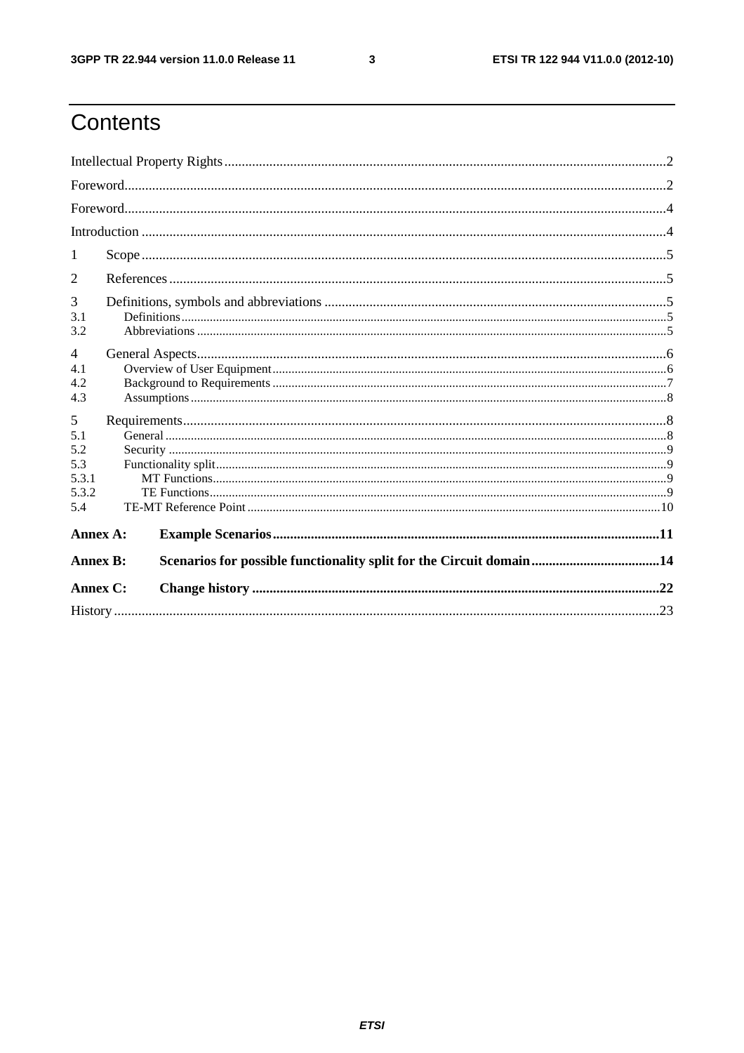# Contents

Intellectual Property Rights ..... 2

Foreword ..... 2

Foreword ..... 4

Introduction ..... 4

1 Scope ..... 5

2 References ..... 5

3 Definitions, symbols and abbreviations ..... 5

3.1 Definitions ..... 5

3.2 Abbreviations ..... 5

4 General Aspects ..... 6

4.1 Overview of User Equipment ..... 6

4.2 Background to Requirements ..... 7

4.3 Assumptions ..... 8

5 Requirements ..... 8

5.1 General ..... 8

5.2 Security ..... 9

5.3 Functionality split ..... 9

5.3.1 MT Functions ..... 9

5.3.2 TE Functions ..... 9

5.4 TE-MT Reference Point ..... 10

**Annex A: Example Scenarios ..... 11**

**Annex B: Scenarios for possible functionality split for the Circuit domain ..... 14**

**Annex C: Change history ..... 22**

History ..... 23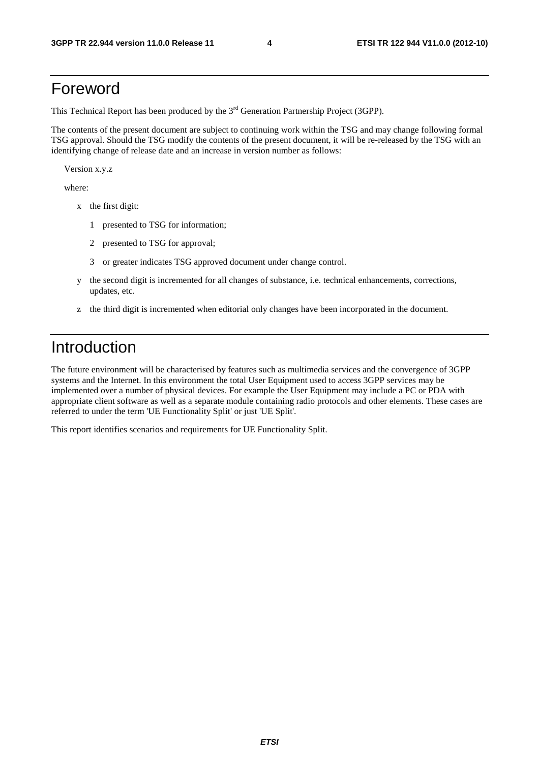# Foreword

This Technical Report has been produced by the 3rd Generation Partnership Project (3GPP).

The contents of the present document are subject to continuing work within the TSG and may change following formal TSG approval. Should the TSG modify the contents of the present document, it will be re-released by the TSG with an identifying change of release date and an increase in version number as follows:

Version x.y.z

where:

- x the first digit:
  - 1 presented to TSG for information;
  - 2 presented to TSG for approval;
  - 3 or greater indicates TSG approved document under change control.
- y the second digit is incremented for all changes of substance, i.e. technical enhancements, corrections, updates, etc.
- z the third digit is incremented when editorial only changes have been incorporated in the document.

# Introduction

The future environment will be characterised by features such as multimedia services and the convergence of 3GPP systems and the Internet. In this environment the total User Equipment used to access 3GPP services may be implemented over a number of physical devices. For example the User Equipment may include a PC or PDA with appropriate client software as well as a separate module containing radio protocols and other elements. These cases are referred to under the term 'UE Functionality Split' or just 'UE Split'.

This report identifies scenarios and requirements for UE Functionality Split.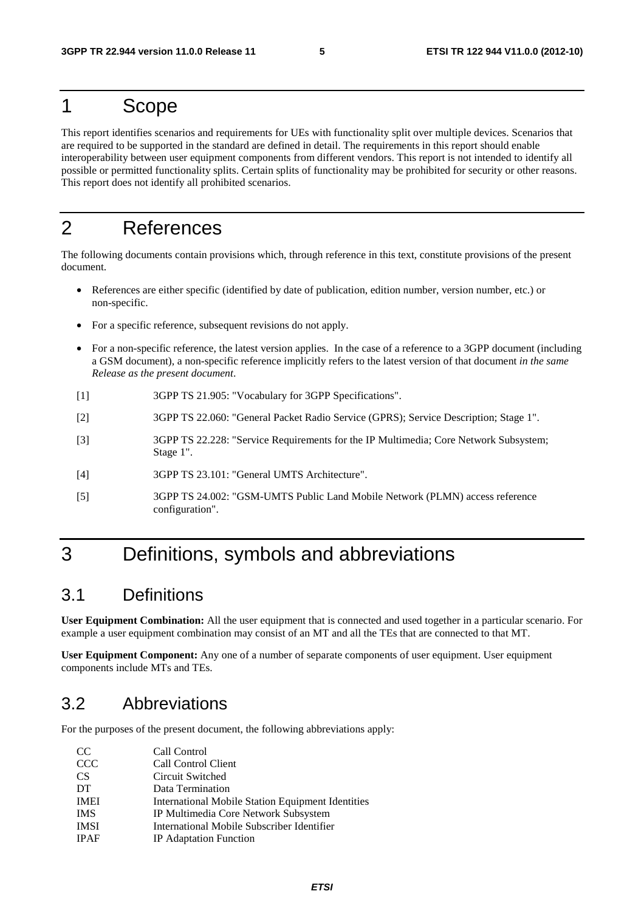# 1 Scope

This report identifies scenarios and requirements for UEs with functionality split over multiple devices. Scenarios that are required to be supported in the standard are defined in detail. The requirements in this report should enable interoperability between user equipment components from different vendors. This report is not intended to identify all possible or permitted functionality splits. Certain splits of functionality may be prohibited for security or other reasons. This report does not identify all prohibited scenarios.

# 2 References

The following documents contain provisions which, through reference in this text, constitute provisions of the present document.

- References are either specific (identified by date of publication, edition number, version number, etc.) or non-specific.
- For a specific reference, subsequent revisions do not apply.
- For a non-specific reference, the latest version applies. In the case of a reference to a 3GPP document (including a GSM document), a non-specific reference implicitly refers to the latest version of that document *in the same Release as the present document*.

[1] 3GPP TS 21.905: "Vocabulary for 3GPP Specifications".

[2] 3GPP TS 22.060: "General Packet Radio Service (GPRS); Service Description; Stage 1".

[3] 3GPP TS 22.228: "Service Requirements for the IP Multimedia; Core Network Subsystem; Stage 1".

[4] 3GPP TS 23.101: "General UMTS Architecture".

[5] 3GPP TS 24.002: "GSM-UMTS Public Land Mobile Network (PLMN) access reference configuration".

# 3 Definitions, symbols and abbreviations

## 3.1 Definitions

**User Equipment Combination:** All the user equipment that is connected and used together in a particular scenario. For example a user equipment combination may consist of an MT and all the TEs that are connected to that MT.

**User Equipment Component:** Any one of a number of separate components of user equipment. User equipment components include MTs and TEs.

## 3.2 Abbreviations

For the purposes of the present document, the following abbreviations apply:

CC Call Control
CCC Call Control Client
CS Circuit Switched
DT Data Termination
IMEI International Mobile Station Equipment Identities
IMS IP Multimedia Core Network Subsystem
IMSI International Mobile Subscriber Identifier
IPAF IP Adaptation Function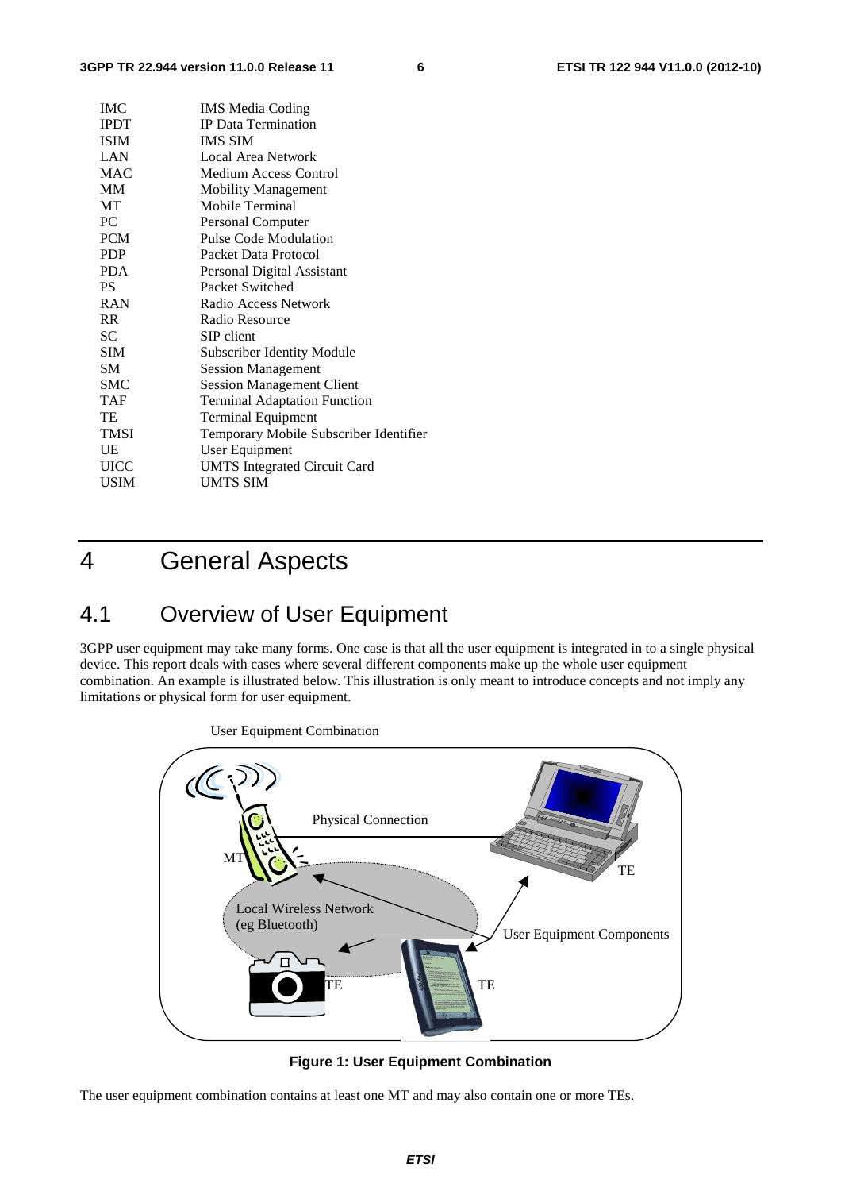| | |
|---|---|
| IMC | IMS Media Coding |
| IPDT | IP Data Termination |
| ISIM | IMS SIM |
| LAN | Local Area Network |
| MAC | Medium Access Control |
| MM | Mobility Management |
| MT | Mobile Terminal |
| PC | Personal Computer |
| PCM | Pulse Code Modulation |
| PDP | Packet Data Protocol |
| PDA | Personal Digital Assistant |
| PS | Packet Switched |
| RAN | Radio Access Network |
| RR | Radio Resource |
| SC | SIP client |
| SIM | Subscriber Identity Module |
| SM | Session Management |
| SMC | Session Management Client |
| TAF | Terminal Adaptation Function |
| TE | Terminal Equipment |
| TMSI | Temporary Mobile Subscriber Identifier |
| UE | User Equipment |
| UICC | UMTS Integrated Circuit Card |
| USIM | UMTS SIM |

# 4 General Aspects

## 4.1 Overview of User Equipment

3GPP user equipment may take many forms. One case is that all the user equipment is integrated in to a single physical device. This report deals with cases where several different components make up the whole user equipment combination. An example is illustrated below. This illustration is only meant to introduce concepts and not imply any limitations or physical form for user equipment.

User Equipment Combination

Physical Connection

MT

TE

Local Wireless Network (eg Bluetooth)

User Equipment Components

TE

TE

**Figure 1: User Equipment Combination**

The user equipment combination contains at least one MT and may also contain one or more TEs.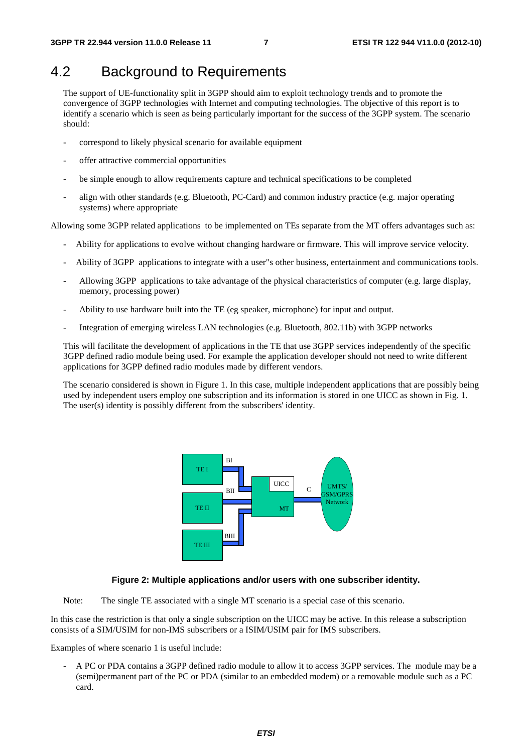## 4.2 Background to Requirements

The support of UE-functionality split in 3GPP should aim to exploit technology trends and to promote the convergence of 3GPP technologies with Internet and computing technologies. The objective of this report is to identify a scenario which is seen as being particularly important for the success of the 3GPP system. The scenario should:

- correspond to likely physical scenario for available equipment
- offer attractive commercial opportunities
- be simple enough to allow requirements capture and technical specifications to be completed
- align with other standards (e.g. Bluetooth, PC-Card) and common industry practice (e.g. major operating systems) where appropriate

Allowing some 3GPP related applications to be implemented on TEs separate from the MT offers advantages such as:

- Ability for applications to evolve without changing hardware or firmware. This will improve service velocity.
- Ability of 3GPP applications to integrate with a user"s other business, entertainment and communications tools.
- Allowing 3GPP applications to take advantage of the physical characteristics of computer (e.g. large display, memory, processing power)
- Ability to use hardware built into the TE (eg speaker, microphone) for input and output.
- Integration of emerging wireless LAN technologies (e.g. Bluetooth, 802.11b) with 3GPP networks

This will facilitate the development of applications in the TE that use 3GPP services independently of the specific 3GPP defined radio module being used. For example the application developer should not need to write different applications for 3GPP defined radio modules made by different vendors.

The scenario considered is shown in Figure 1. In this case, multiple independent applications that are possibly being used by independent users employ one subscription and its information is stored in one UICC as shown in Fig. 1. The user(s) identity is possibly different from the subscribers' identity.

**Figure 2: Multiple applications and/or users with one subscriber identity.**

Note: The single TE associated with a single MT scenario is a special case of this scenario.

In this case the restriction is that only a single subscription on the UICC may be active. In this release a subscription consists of a SIM/USIM for non-IMS subscribers or a ISIM/USIM pair for IMS subscribers.

Examples of where scenario 1 is useful include:

- A PC or PDA contains a 3GPP defined radio module to allow it to access 3GPP services. The module may be a (semi)permanent part of the PC or PDA (similar to an embedded modem) or a removable module such as a PC card.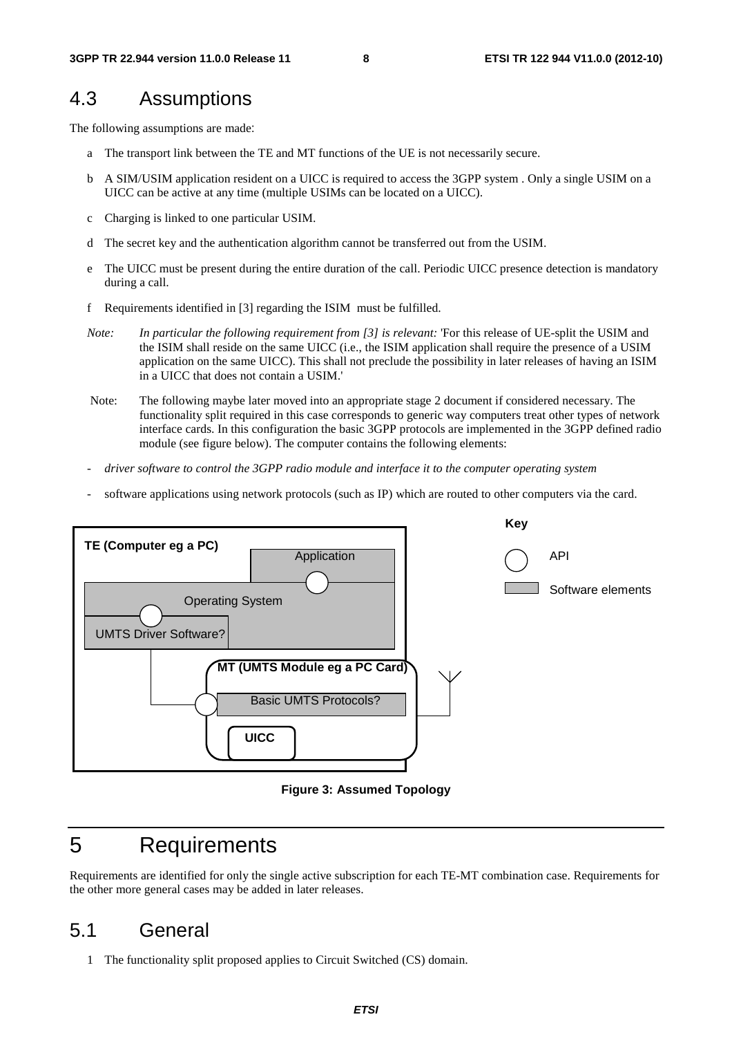## 4.3 Assumptions

The following assumptions are made:

a The transport link between the TE and MT functions of the UE is not necessarily secure.

b A SIM/USIM application resident on a UICC is required to access the 3GPP system . Only a single USIM on a UICC can be active at any time (multiple USIMs can be located on a UICC).

c Charging is linked to one particular USIM.

d The secret key and the authentication algorithm cannot be transferred out from the USIM.

e The UICC must be present during the entire duration of the call. Periodic UICC presence detection is mandatory during a call.

f Requirements identified in [3] regarding the ISIM must be fulfilled.

*Note: In particular the following requirement from [3] is relevant:* 'For this release of UE-split the USIM and the ISIM shall reside on the same UICC (i.e., the ISIM application shall require the presence of a USIM application on the same UICC). This shall not preclude the possibility in later releases of having an ISIM in a UICC that does not contain a USIM.'

Note: The following maybe later moved into an appropriate stage 2 document if considered necessary. The functionality split required in this case corresponds to generic way computers treat other types of network interface cards. In this configuration the basic 3GPP protocols are implemented in the 3GPP defined radio module (see figure below). The computer contains the following elements:

- *driver software to control the 3GPP radio module and interface it to the computer operating system*
- software applications using network protocols (such as IP) which are routed to other computers via the card.

TE (Computer eg a PC)

Application

Operating System

UMTS Driver Software?

MT (UMTS Module eg a PC Card)

Basic UMTS Protocols?

UICC

Key

API

Software elements

**Figure 3: Assumed Topology**

# 5 Requirements

Requirements are identified for only the single active subscription for each TE-MT combination case. Requirements for the other more general cases may be added in later releases.

## 5.1 General

1 The functionality split proposed applies to Circuit Switched (CS) domain.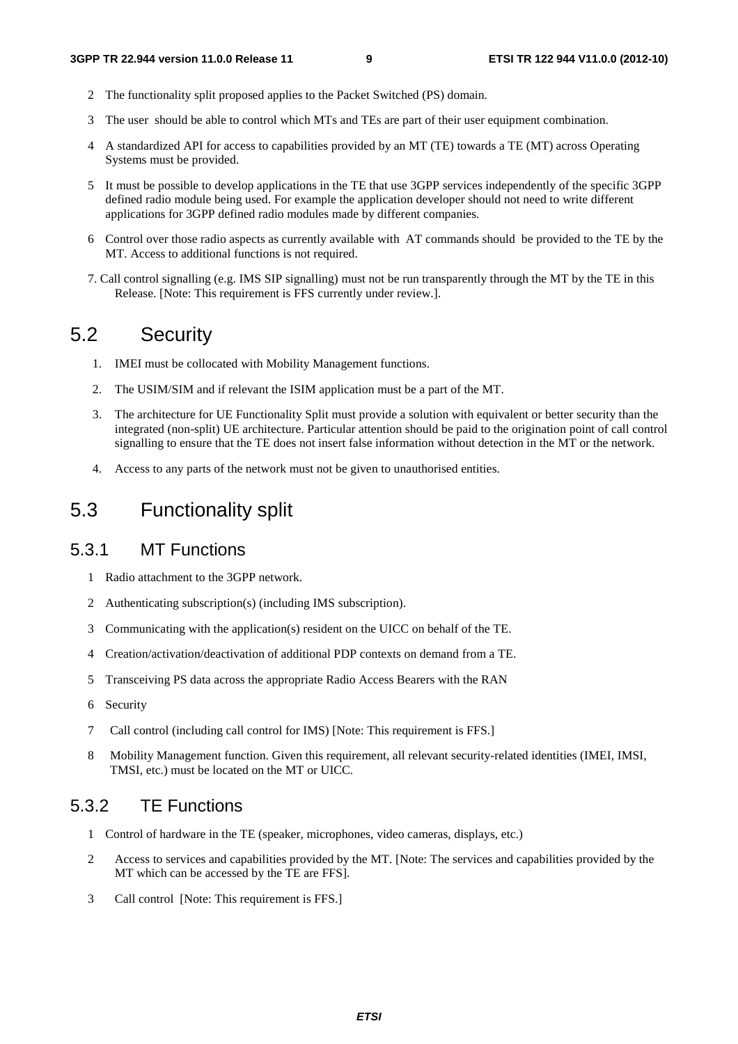2 The functionality split proposed applies to the Packet Switched (PS) domain.

3 The user should be able to control which MTs and TEs are part of their user equipment combination.

4 A standardized API for access to capabilities provided by an MT (TE) towards a TE (MT) across Operating Systems must be provided.

5 It must be possible to develop applications in the TE that use 3GPP services independently of the specific 3GPP defined radio module being used. For example the application developer should not need to write different applications for 3GPP defined radio modules made by different companies.

6 Control over those radio aspects as currently available with AT commands should be provided to the TE by the MT. Access to additional functions is not required.

7. Call control signalling (e.g. IMS SIP signalling) must not be run transparently through the MT by the TE in this Release. [Note: This requirement is FFS currently under review.].

## 5.2 Security

1. IMEI must be collocated with Mobility Management functions.
2. The USIM/SIM and if relevant the ISIM application must be a part of the MT.
3. The architecture for UE Functionality Split must provide a solution with equivalent or better security than the integrated (non-split) UE architecture. Particular attention should be paid to the origination point of call control signalling to ensure that the TE does not insert false information without detection in the MT or the network.
4. Access to any parts of the network must not be given to unauthorised entities.

## 5.3 Functionality split

### 5.3.1 MT Functions

1 Radio attachment to the 3GPP network.

2 Authenticating subscription(s) (including IMS subscription).

3 Communicating with the application(s) resident on the UICC on behalf of the TE.

4 Creation/activation/deactivation of additional PDP contexts on demand from a TE.

5 Transceiving PS data across the appropriate Radio Access Bearers with the RAN

6 Security

7 Call control (including call control for IMS) [Note: This requirement is FFS.]

8 Mobility Management function. Given this requirement, all relevant security-related identities (IMEI, IMSI, TMSI, etc.) must be located on the MT or UICC.

### 5.3.2 TE Functions

1 Control of hardware in the TE (speaker, microphones, video cameras, displays, etc.)

2 Access to services and capabilities provided by the MT. [Note: The services and capabilities provided by the MT which can be accessed by the TE are FFS].

3 Call control [Note: This requirement is FFS.]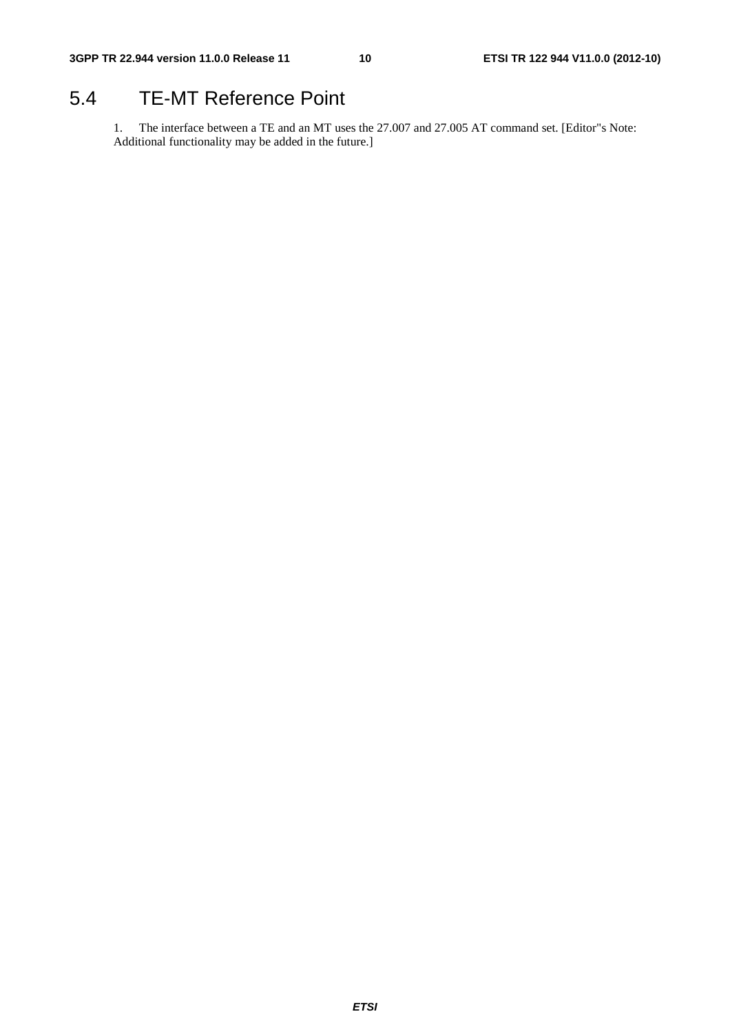# 5.4 TE-MT Reference Point

1. The interface between a TE and an MT uses the 27.007 and 27.005 AT command set. [Editor"s Note: Additional functionality may be added in the future.]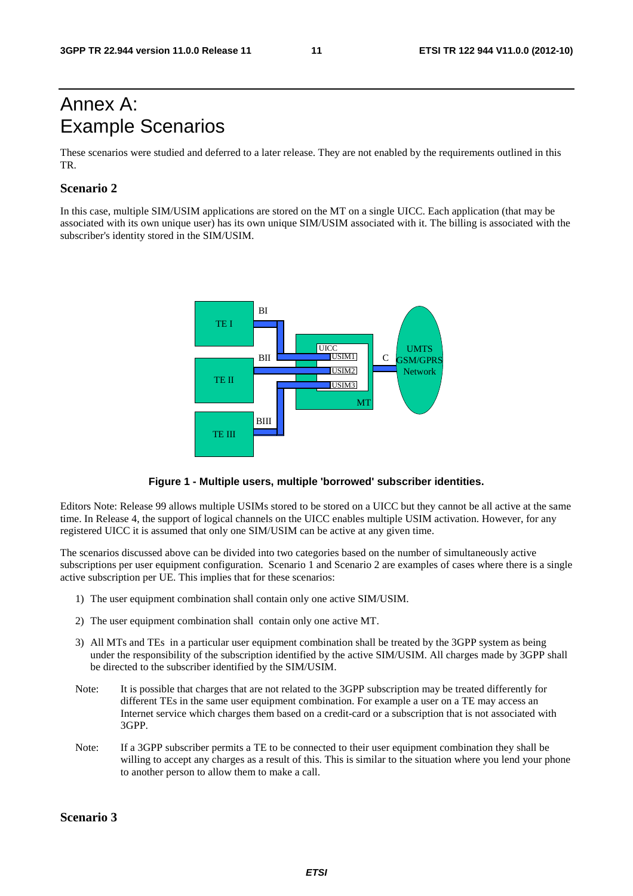# Annex A: Example Scenarios

These scenarios were studied and deferred to a later release. They are not enabled by the requirements outlined in this TR.

### Scenario 2

In this case, multiple SIM/USIM applications are stored on the MT on a single UICC. Each application (that may be associated with its own unique user) has its own unique SIM/USIM associated with it. The billing is associated with the subscriber's identity stored in the SIM/USIM.

**Figure 1 - Multiple users, multiple 'borrowed' subscriber identities.**

Editors Note: Release 99 allows multiple USIMs stored to be stored on a UICC but they cannot be all active at the same time. In Release 4, the support of logical channels on the UICC enables multiple USIM activation. However, for any registered UICC it is assumed that only one SIM/USIM can be active at any given time.

The scenarios discussed above can be divided into two categories based on the number of simultaneously active subscriptions per user equipment configuration. Scenario 1 and Scenario 2 are examples of cases where there is a single active subscription per UE. This implies that for these scenarios:

1) The user equipment combination shall contain only one active SIM/USIM.

2) The user equipment combination shall contain only one active MT.

3) All MTs and TEs in a particular user equipment combination shall be treated by the 3GPP system as being under the responsibility of the subscription identified by the active SIM/USIM. All charges made by 3GPP shall be directed to the subscriber identified by the SIM/USIM.

Note: It is possible that charges that are not related to the 3GPP subscription may be treated differently for different TEs in the same user equipment combination. For example a user on a TE may access an Internet service which charges them based on a credit-card or a subscription that is not associated with 3GPP.

Note: If a 3GPP subscriber permits a TE to be connected to their user equipment combination they shall be willing to accept any charges as a result of this. This is similar to the situation where you lend your phone to another person to allow them to make a call.

### Scenario 3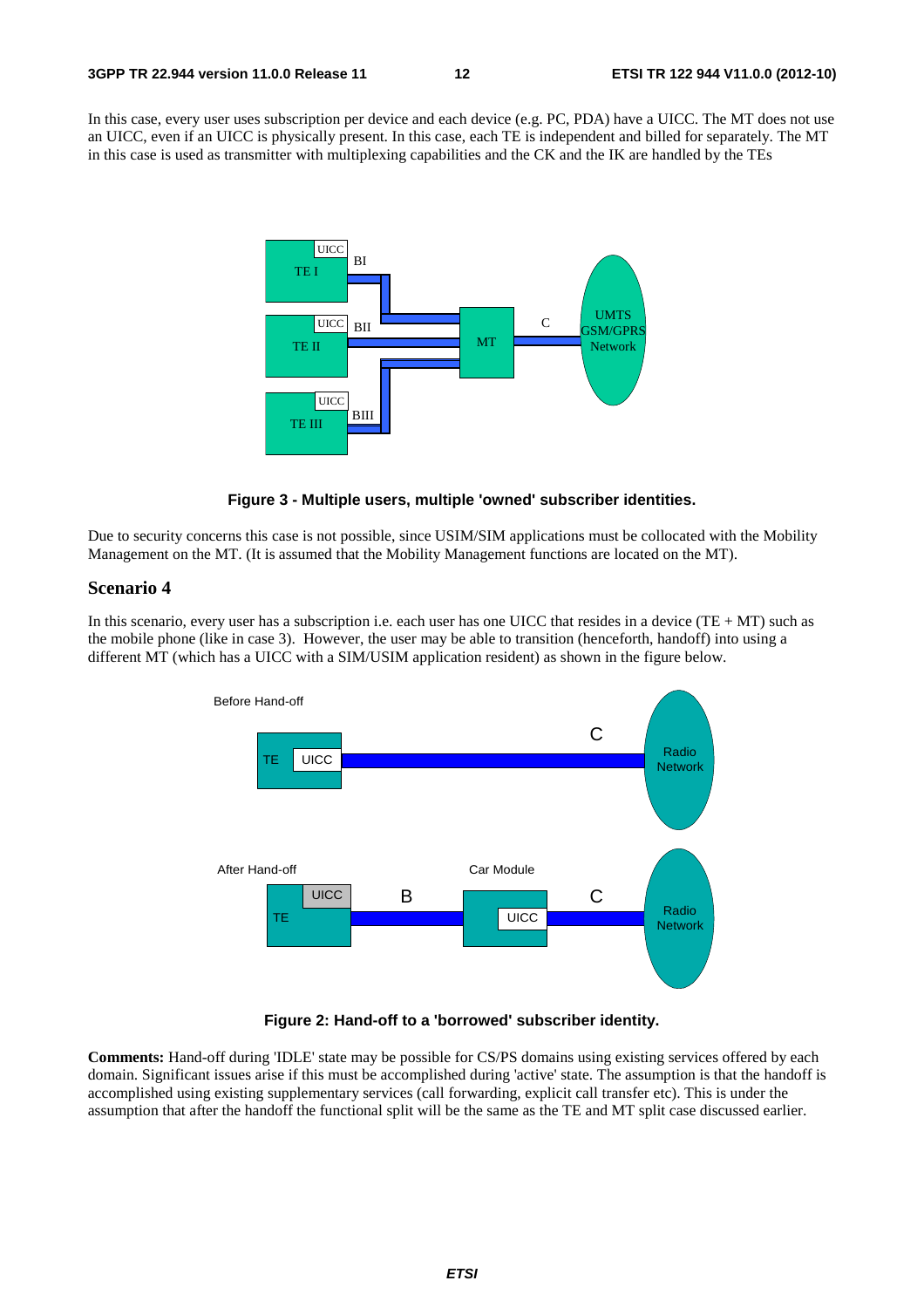In this case, every user uses subscription per device and each device (e.g. PC, PDA) have a UICC. The MT does not use an UICC, even if an UICC is physically present. In this case, each TE is independent and billed for separately. The MT in this case is used as transmitter with multiplexing capabilities and the CK and the IK are handled by the TEs

**Figure 3 - Multiple users, multiple 'owned' subscriber identities.**

Due to security concerns this case is not possible, since USIM/SIM applications must be collocated with the Mobility Management on the MT. (It is assumed that the Mobility Management functions are located on the MT).

### Scenario 4

In this scenario, every user has a subscription i.e. each user has one UICC that resides in a device (TE + MT) such as the mobile phone (like in case 3). However, the user may be able to transition (henceforth, handoff) into using a different MT (which has a UICC with a SIM/USIM application resident) as shown in the figure below.

**Figure 2: Hand-off to a 'borrowed' subscriber identity.**

**Comments:** Hand-off during 'IDLE' state may be possible for CS/PS domains using existing services offered by each domain. Significant issues arise if this must be accomplished during 'active' state. The assumption is that the handoff is accomplished using existing supplementary services (call forwarding, explicit call transfer etc). This is under the assumption that after the handoff the functional split will be the same as the TE and MT split case discussed earlier.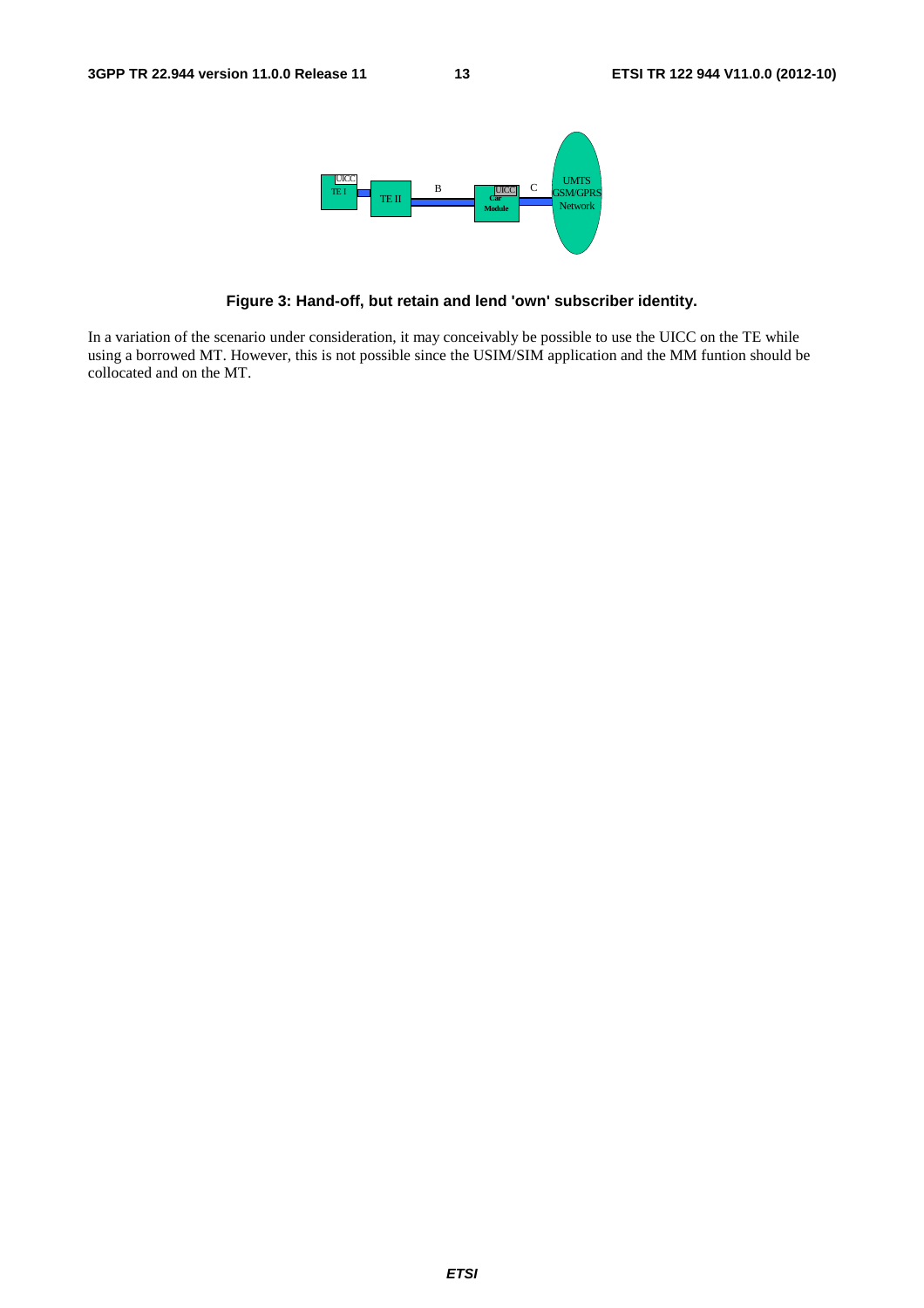**Figure 3: Hand-off, but retain and lend 'own' subscriber identity.**

In a variation of the scenario under consideration, it may conceivably be possible to use the UICC on the TE while using a borrowed MT. However, this is not possible since the USIM/SIM application and the MM funtion should be collocated and on the MT.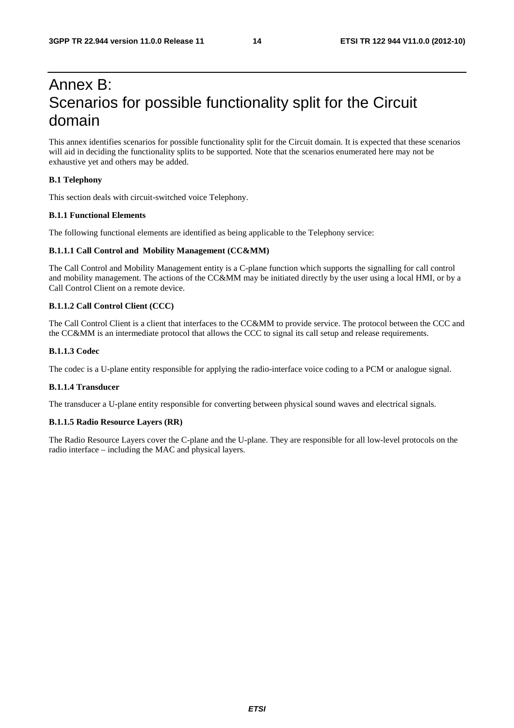# Annex B: Scenarios for possible functionality split for the Circuit domain

This annex identifies scenarios for possible functionality split for the Circuit domain. It is expected that these scenarios will aid in deciding the functionality splits to be supported. Note that the scenarios enumerated here may not be exhaustive yet and others may be added.

**B.1 Telephony**

This section deals with circuit-switched voice Telephony.

**B.1.1 Functional Elements**

The following functional elements are identified as being applicable to the Telephony service:

**B.1.1.1 Call Control and Mobility Management (CC&MM)**

The Call Control and Mobility Management entity is a C-plane function which supports the signalling for call control and mobility management. The actions of the CC&MM may be initiated directly by the user using a local HMI, or by a Call Control Client on a remote device.

**B.1.1.2 Call Control Client (CCC)**

The Call Control Client is a client that interfaces to the CC&MM to provide service. The protocol between the CCC and the CC&MM is an intermediate protocol that allows the CCC to signal its call setup and release requirements.

**B.1.1.3 Codec**

The codec is a U-plane entity responsible for applying the radio-interface voice coding to a PCM or analogue signal.

**B.1.1.4 Transducer**

The transducer a U-plane entity responsible for converting between physical sound waves and electrical signals.

**B.1.1.5 Radio Resource Layers (RR)**

The Radio Resource Layers cover the C-plane and the U-plane. They are responsible for all low-level protocols on the radio interface – including the MAC and physical layers.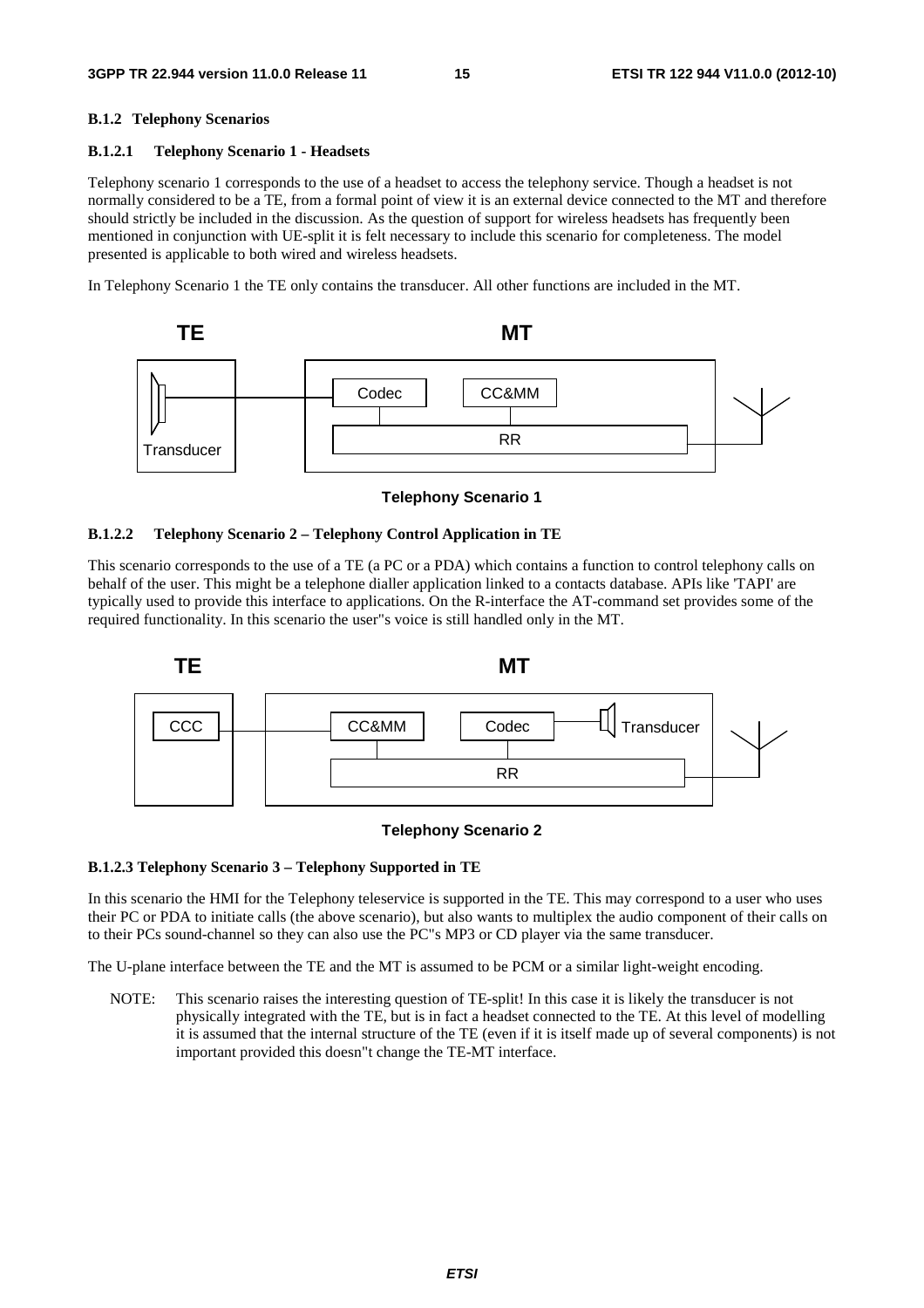#### B.1.2 Telephony Scenarios

##### B.1.2.1 Telephony Scenario 1 - Headsets

Telephony scenario 1 corresponds to the use of a headset to access the telephony service. Though a headset is not normally considered to be a TE, from a formal point of view it is an external device connected to the MT and therefore should strictly be included in the discussion. As the question of support for wireless headsets has frequently been mentioned in conjunction with UE-split it is felt necessary to include this scenario for completeness. The model presented is applicable to both wired and wireless headsets.

In Telephony Scenario 1 the TE only contains the transducer. All other functions are included in the MT.

**Telephony Scenario 1**

##### B.1.2.2 Telephony Scenario 2 – Telephony Control Application in TE

This scenario corresponds to the use of a TE (a PC or a PDA) which contains a function to control telephony calls on behalf of the user. This might be a telephone dialler application linked to a contacts database. APIs like 'TAPI' are typically used to provide this interface to applications. On the R-interface the AT-command set provides some of the required functionality. In this scenario the user"s voice is still handled only in the MT.

**Telephony Scenario 2**

##### B.1.2.3 Telephony Scenario 3 – Telephony Supported in TE

In this scenario the HMI for the Telephony teleservice is supported in the TE. This may correspond to a user who uses their PC or PDA to initiate calls (the above scenario), but also wants to multiplex the audio component of their calls on to their PCs sound-channel so they can also use the PC"s MP3 or CD player via the same transducer.

The U-plane interface between the TE and the MT is assumed to be PCM or a similar light-weight encoding.

NOTE: This scenario raises the interesting question of TE-split! In this case it is likely the transducer is not physically integrated with the TE, but is in fact a headset connected to the TE. At this level of modelling it is assumed that the internal structure of the TE (even if it is itself made up of several components) is not important provided this doesn"t change the TE-MT interface.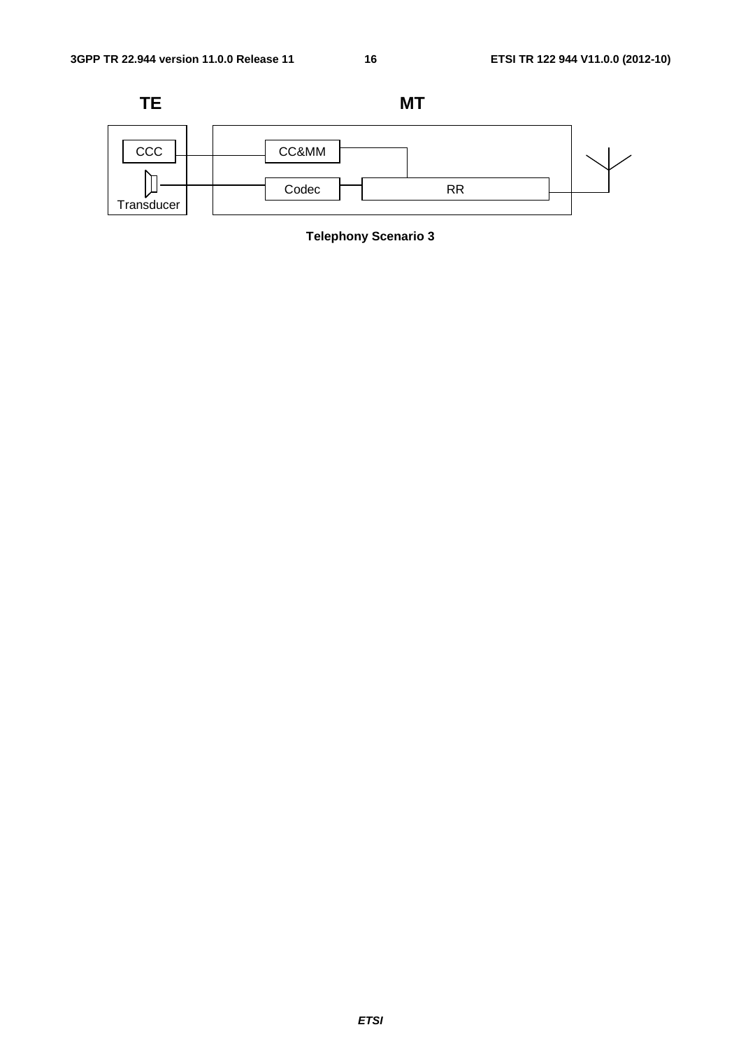**TE** **MT**

CCC | CC&MM

Transducer | Codec | RR

**Telephony Scenario 3**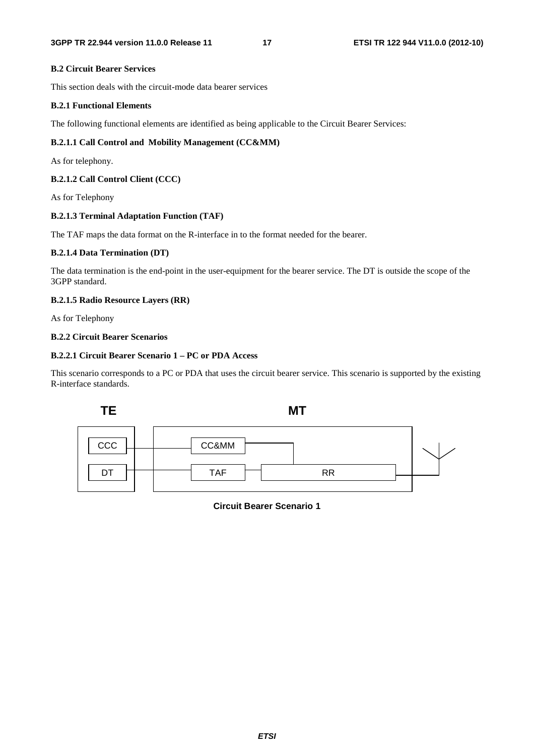**B.2 Circuit Bearer Services**

This section deals with the circuit-mode data bearer services

**B.2.1 Functional Elements**

The following functional elements are identified as being applicable to the Circuit Bearer Services:

**B.2.1.1 Call Control and Mobility Management (CC&MM)**

As for telephony.

**B.2.1.2 Call Control Client (CCC)**

As for Telephony

**B.2.1.3 Terminal Adaptation Function (TAF)**

The TAF maps the data format on the R-interface in to the format needed for the bearer.

**B.2.1.4 Data Termination (DT)**

The data termination is the end-point in the user-equipment for the bearer service. The DT is outside the scope of the 3GPP standard.

**B.2.1.5 Radio Resource Layers (RR)**

As for Telephony

**B.2.2 Circuit Bearer Scenarios**

**B.2.2.1 Circuit Bearer Scenario 1 – PC or PDA Access**

This scenario corresponds to a PC or PDA that uses the circuit bearer service. This scenario is supported by the existing R-interface standards.

TE MT

CCC CC&MM

DT TAF RR

**Circuit Bearer Scenario 1**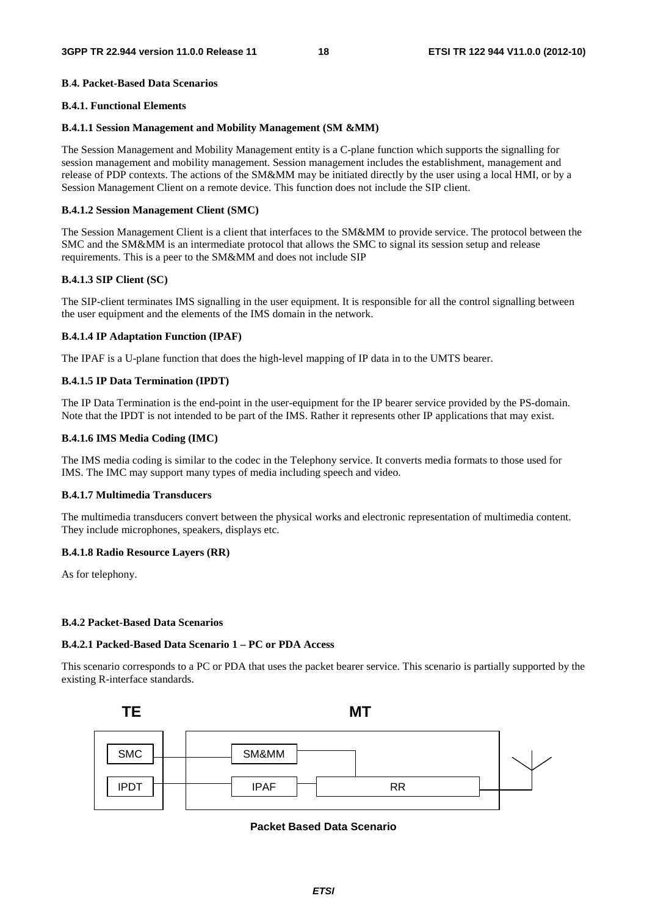#### B.4. Packet-Based Data Scenarios

#### B.4.1. Functional Elements

#### B.4.1.1 Session Management and Mobility Management (SM &MM)

The Session Management and Mobility Management entity is a C-plane function which supports the signalling for session management and mobility management. Session management includes the establishment, management and release of PDP contexts. The actions of the SM&MM may be initiated directly by the user using a local HMI, or by a Session Management Client on a remote device. This function does not include the SIP client.

#### B.4.1.2 Session Management Client (SMC)

The Session Management Client is a client that interfaces to the SM&MM to provide service. The protocol between the SMC and the SM&MM is an intermediate protocol that allows the SMC to signal its session setup and release requirements. This is a peer to the SM&MM and does not include SIP

#### B.4.1.3 SIP Client (SC)

The SIP-client terminates IMS signalling in the user equipment. It is responsible for all the control signalling between the user equipment and the elements of the IMS domain in the network.

#### B.4.1.4 IP Adaptation Function (IPAF)

The IPAF is a U-plane function that does the high-level mapping of IP data in to the UMTS bearer.

#### B.4.1.5 IP Data Termination (IPDT)

The IP Data Termination is the end-point in the user-equipment for the IP bearer service provided by the PS-domain. Note that the IPDT is not intended to be part of the IMS. Rather it represents other IP applications that may exist.

#### B.4.1.6 IMS Media Coding (IMC)

The IMS media coding is similar to the codec in the Telephony service. It converts media formats to those used for IMS. The IMC may support many types of media including speech and video.

#### B.4.1.7 Multimedia Transducers

The multimedia transducers convert between the physical works and electronic representation of multimedia content. They include microphones, speakers, displays etc.

#### B.4.1.8 Radio Resource Layers (RR)

As for telephony.

#### B.4.2 Packet-Based Data Scenarios

#### B.4.2.1 Packed-Based Data Scenario 1 – PC or PDA Access

This scenario corresponds to a PC or PDA that uses the packet bearer service. This scenario is partially supported by the existing R-interface standards.

TE MT

SMC SM&MM

IPDT IPAF RR

**Packet Based Data Scenario**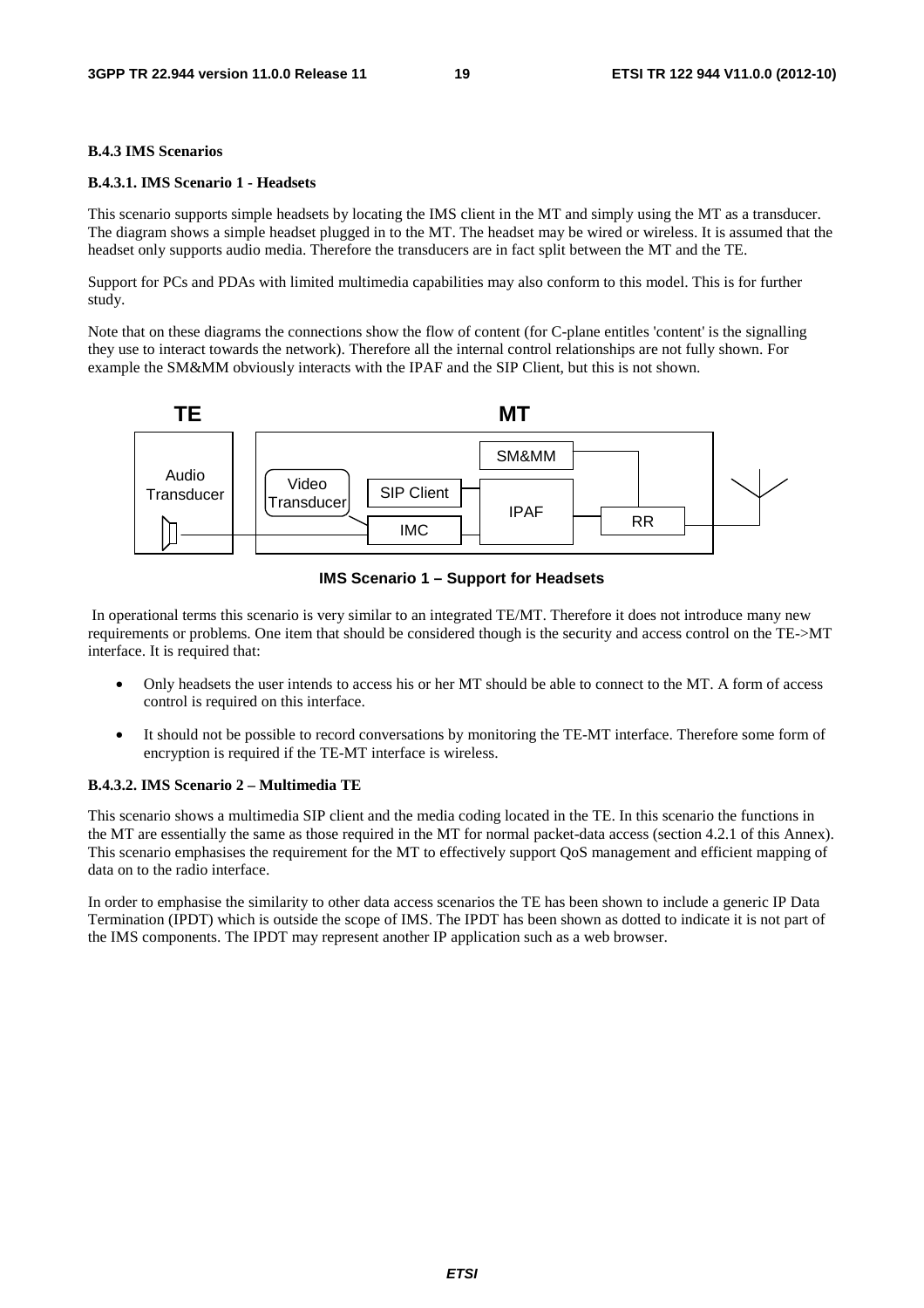**B.4.3 IMS Scenarios**

**B.4.3.1. IMS Scenario 1 - Headsets**

This scenario supports simple headsets by locating the IMS client in the MT and simply using the MT as a transducer. The diagram shows a simple headset plugged in to the MT. The headset may be wired or wireless. It is assumed that the headset only supports audio media. Therefore the transducers are in fact split between the MT and the TE.

Support for PCs and PDAs with limited multimedia capabilities may also conform to this model. This is for further study.

Note that on these diagrams the connections show the flow of content (for C-plane entitles 'content' is the signalling they use to interact towards the network). Therefore all the internal control relationships are not fully shown. For example the SM&MM obviously interacts with the IPAF and the SIP Client, but this is not shown.

**IMS Scenario 1 – Support for Headsets**

In operational terms this scenario is very similar to an integrated TE/MT. Therefore it does not introduce many new requirements or problems. One item that should be considered though is the security and access control on the TE->MT interface. It is required that:

- Only headsets the user intends to access his or her MT should be able to connect to the MT. A form of access control is required on this interface.
- It should not be possible to record conversations by monitoring the TE-MT interface. Therefore some form of encryption is required if the TE-MT interface is wireless.

**B.4.3.2. IMS Scenario 2 – Multimedia TE**

This scenario shows a multimedia SIP client and the media coding located in the TE. In this scenario the functions in the MT are essentially the same as those required in the MT for normal packet-data access (section 4.2.1 of this Annex). This scenario emphasises the requirement for the MT to effectively support QoS management and efficient mapping of data on to the radio interface.

In order to emphasise the similarity to other data access scenarios the TE has been shown to include a generic IP Data Termination (IPDT) which is outside the scope of IMS. The IPDT has been shown as dotted to indicate it is not part of the IMS components. The IPDT may represent another IP application such as a web browser.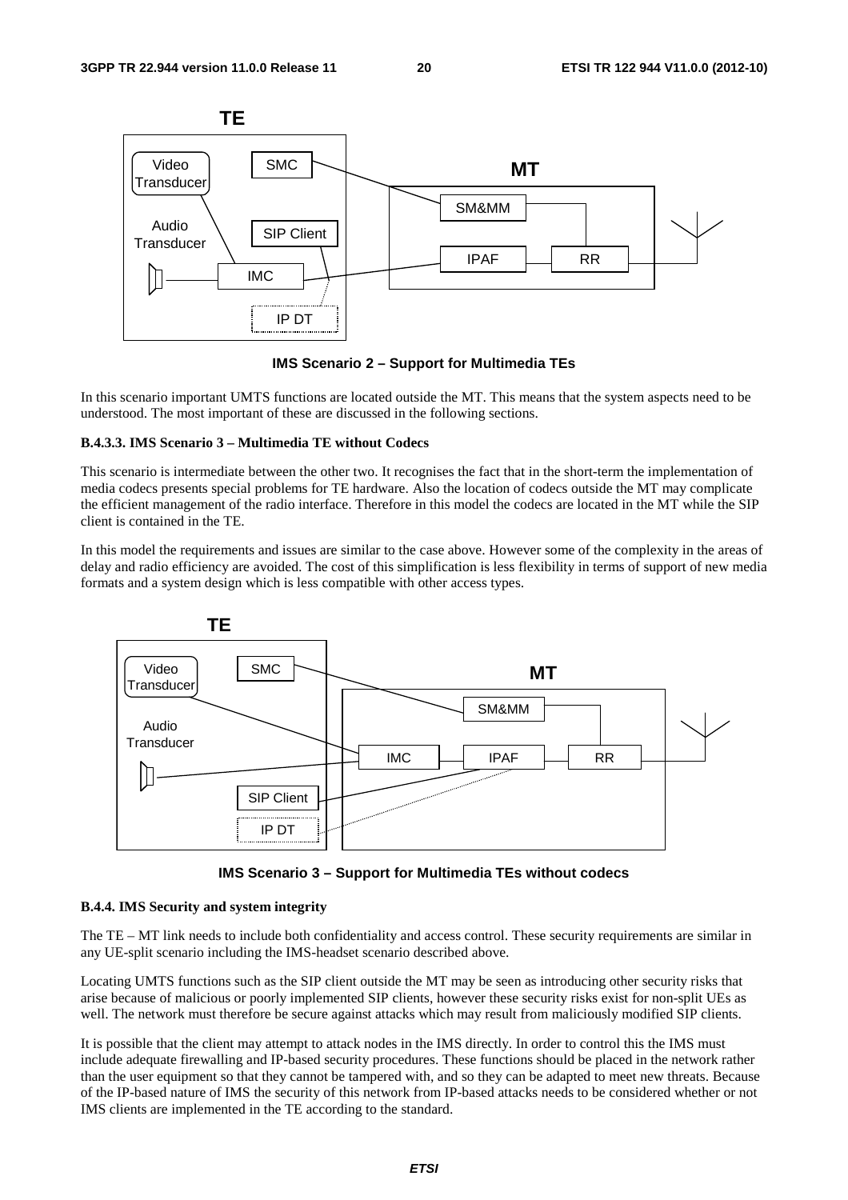IMS Scenario 2 – Support for Multimedia TEs

In this scenario important UMTS functions are located outside the MT. This means that the system aspects need to be understood. The most important of these are discussed in the following sections.

#### B.4.3.3. IMS Scenario 3 – Multimedia TE without Codecs

This scenario is intermediate between the other two. It recognises the fact that in the short-term the implementation of media codecs presents special problems for TE hardware. Also the location of codecs outside the MT may complicate the efficient management of the radio interface. Therefore in this model the codecs are located in the MT while the SIP client is contained in the TE.

In this model the requirements and issues are similar to the case above. However some of the complexity in the areas of delay and radio efficiency are avoided. The cost of this simplification is less flexibility in terms of support of new media formats and a system design which is less compatible with other access types.

IMS Scenario 3 – Support for Multimedia TEs without codecs

### B.4.4. IMS Security and system integrity

The TE – MT link needs to include both confidentiality and access control. These security requirements are similar in any UE-split scenario including the IMS-headset scenario described above.

Locating UMTS functions such as the SIP client outside the MT may be seen as introducing other security risks that arise because of malicious or poorly implemented SIP clients, however these security risks exist for non-split UEs as well. The network must therefore be secure against attacks which may result from maliciously modified SIP clients.

It is possible that the client may attempt to attack nodes in the IMS directly. In order to control this the IMS must include adequate firewalling and IP-based security procedures. These functions should be placed in the network rather than the user equipment so that they cannot be tampered with, and so they can be adapted to meet new threats. Because of the IP-based nature of IMS the security of this network from IP-based attacks needs to be considered whether or not IMS clients are implemented in the TE according to the standard.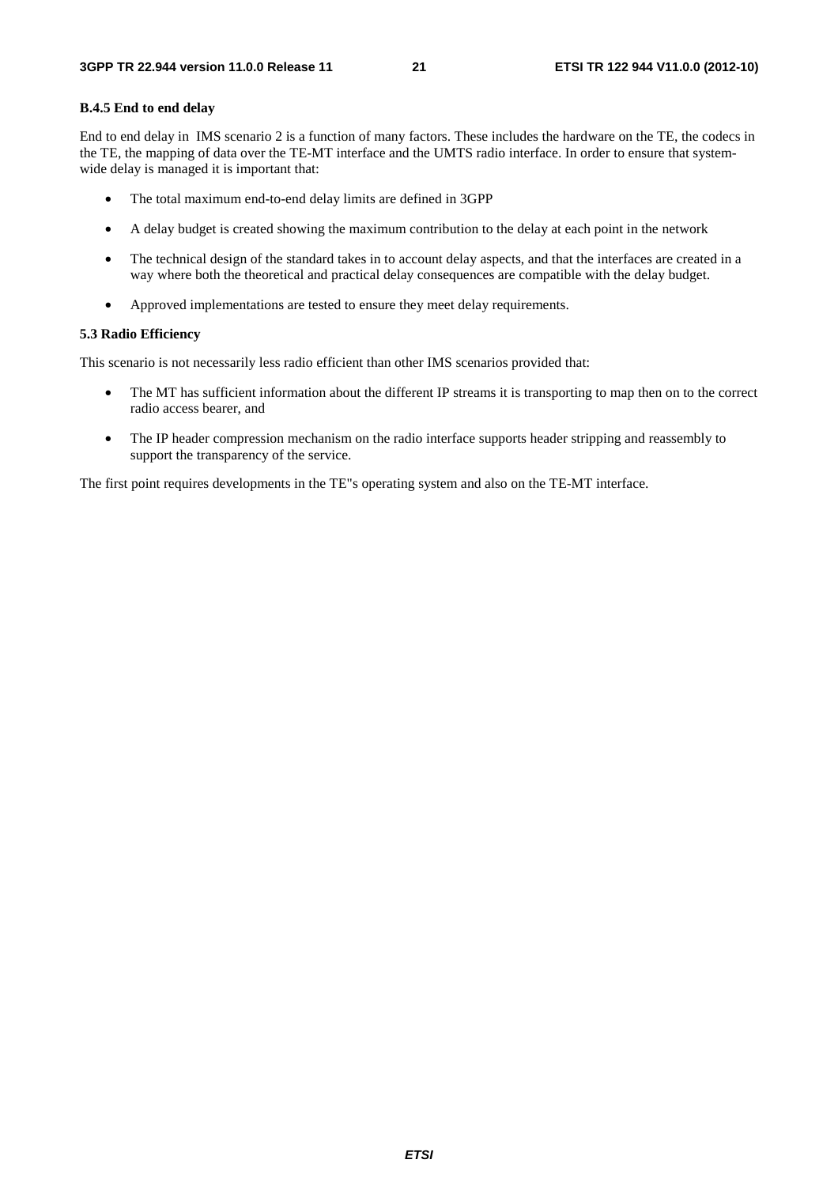### B.4.5 End to end delay

End to end delay in IMS scenario 2 is a function of many factors. These includes the hardware on the TE, the codecs in the TE, the mapping of data over the TE-MT interface and the UMTS radio interface. In order to ensure that system-wide delay is managed it is important that:

- The total maximum end-to-end delay limits are defined in 3GPP
- A delay budget is created showing the maximum contribution to the delay at each point in the network
- The technical design of the standard takes in to account delay aspects, and that the interfaces are created in a way where both the theoretical and practical delay consequences are compatible with the delay budget.
- Approved implementations are tested to ensure they meet delay requirements.

### 5.3 Radio Efficiency

This scenario is not necessarily less radio efficient than other IMS scenarios provided that:

- The MT has sufficient information about the different IP streams it is transporting to map then on to the correct radio access bearer, and
- The IP header compression mechanism on the radio interface supports header stripping and reassembly to support the transparency of the service.

The first point requires developments in the TE''s operating system and also on the TE-MT interface.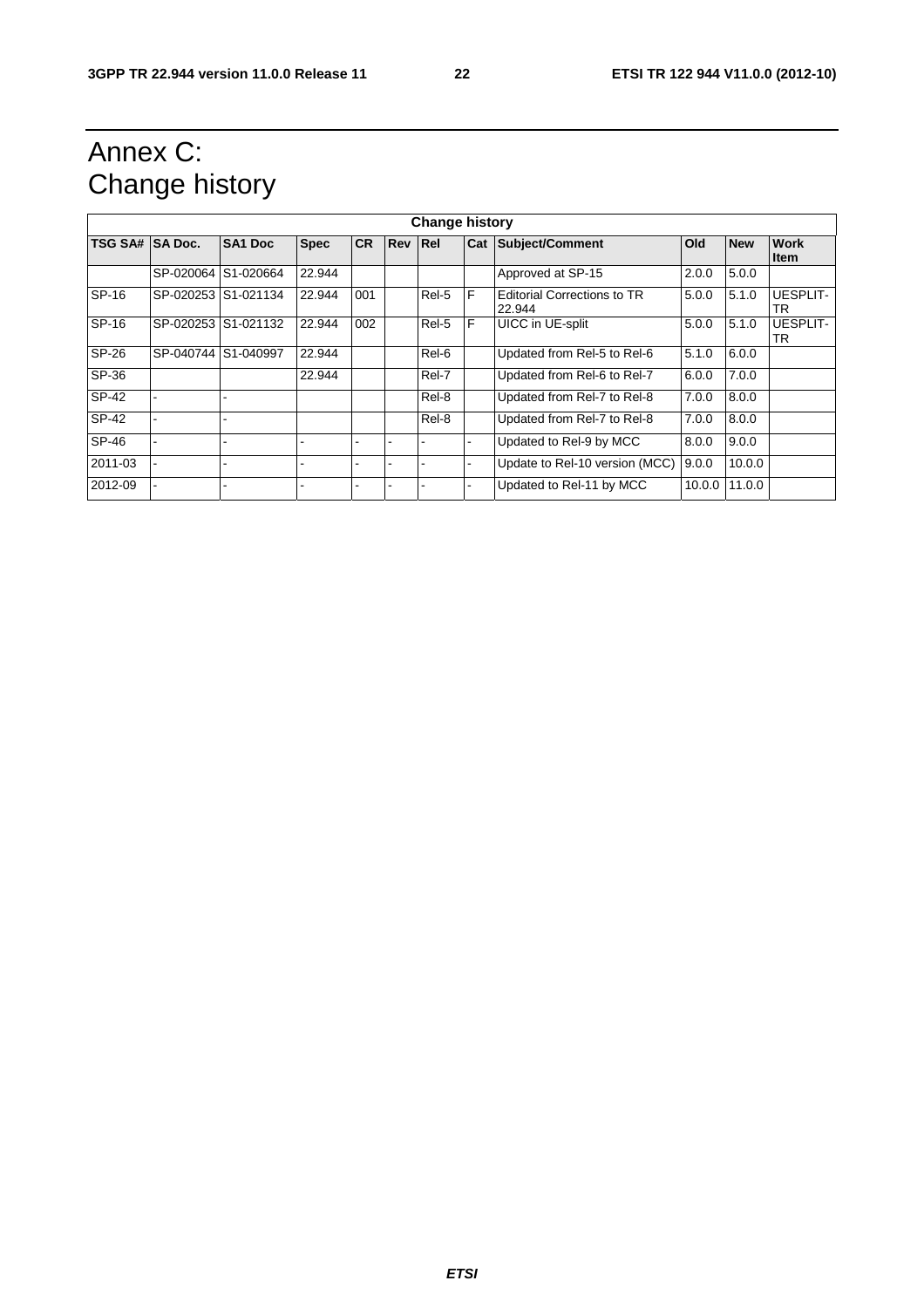# Annex C: Change history

| Change history | | | | | | | | | | | |
|---|---|---|---|---|---|---|---|---|---|---|---|
| **TSG SA#** | **SA Doc.** | **SA1 Doc** | **Spec** | **CR** | **Rev** | **Rel** | **Cat** | **Subject/Comment** | **Old** | **New** | **Work Item** |
| | SP-020064 | S1-020664 | 22.944 | | | | | Approved at SP-15 | 2.0.0 | 5.0.0 | |
| SP-16 | SP-020253 | S1-021134 | 22.944 | 001 | | Rel-5 | F | Editorial Corrections to TR 22.944 | 5.0.0 | 5.1.0 | UESPLIT-TR |
| SP-16 | SP-020253 | S1-021132 | 22.944 | 002 | | Rel-5 | F | UICC in UE-split | 5.0.0 | 5.1.0 | UESPLIT-TR |
| SP-26 | SP-040744 | S1-040997 | 22.944 | | | Rel-6 | | Updated from Rel-5 to Rel-6 | 5.1.0 | 6.0.0 | |
| SP-36 | | | 22.944 | | | Rel-7 | | Updated from Rel-6 to Rel-7 | 6.0.0 | 7.0.0 | |
| SP-42 | - | - | | | | Rel-8 | | Updated from Rel-7 to Rel-8 | 7.0.0 | 8.0.0 | |
| SP-42 | - | - | | | | Rel-8 | | Updated from Rel-7 to Rel-8 | 7.0.0 | 8.0.0 | |
| SP-46 | - | - | - | - | - | - | - | Updated to Rel-9 by MCC | 8.0.0 | 9.0.0 | |
| 2011-03 | - | - | - | - | - | - | - | Update to Rel-10 version (MCC) | 9.0.0 | 10.0.0 | |
| 2012-09 | - | - | - | - | - | - | - | Updated to Rel-11 by MCC | 10.0.0 | 11.0.0 | |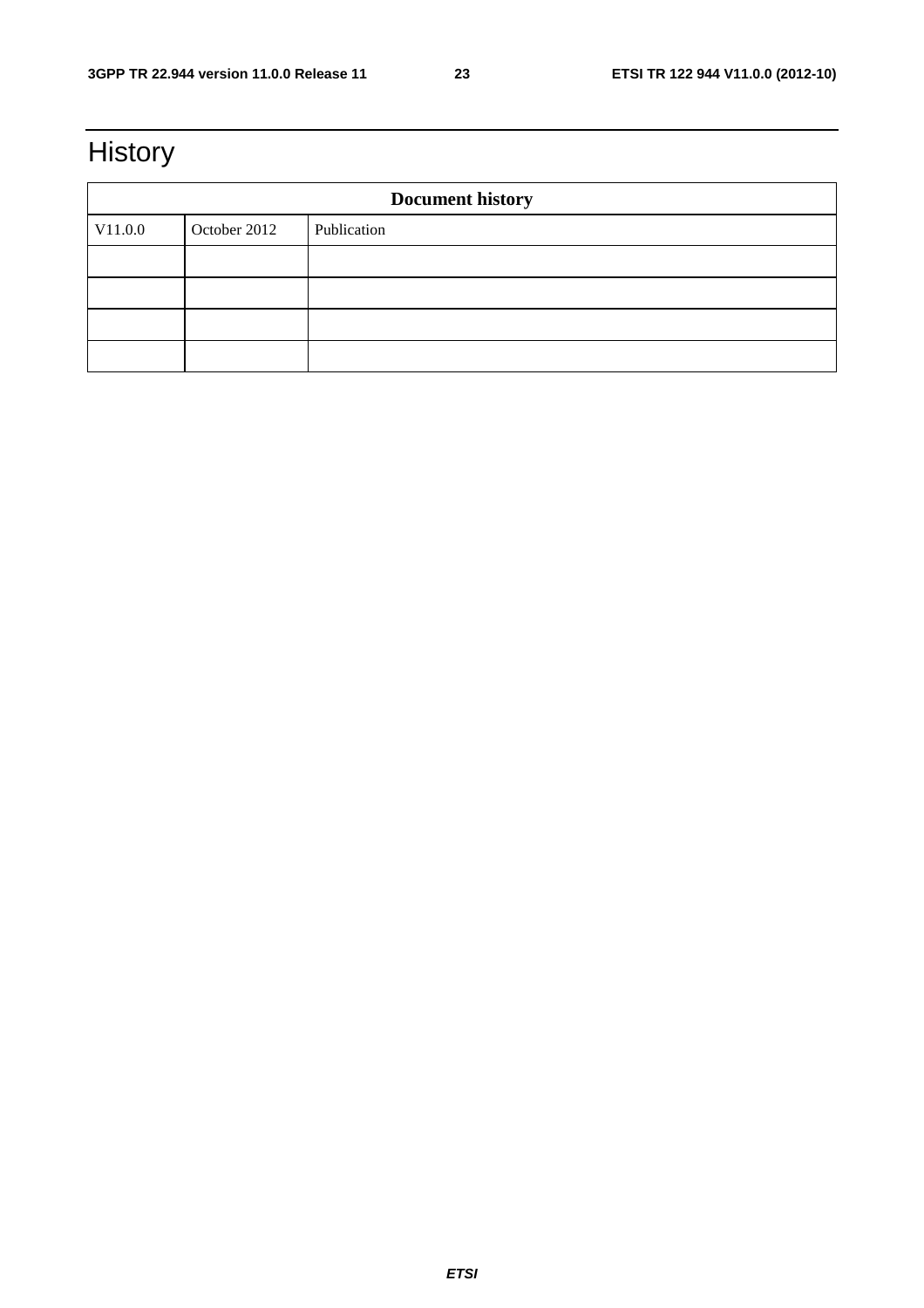# History

| Document history | | |
|---|---|---|
| V11.0.0 | October 2012 | Publication |
| | | |
| | | |
| | | |
| | | |